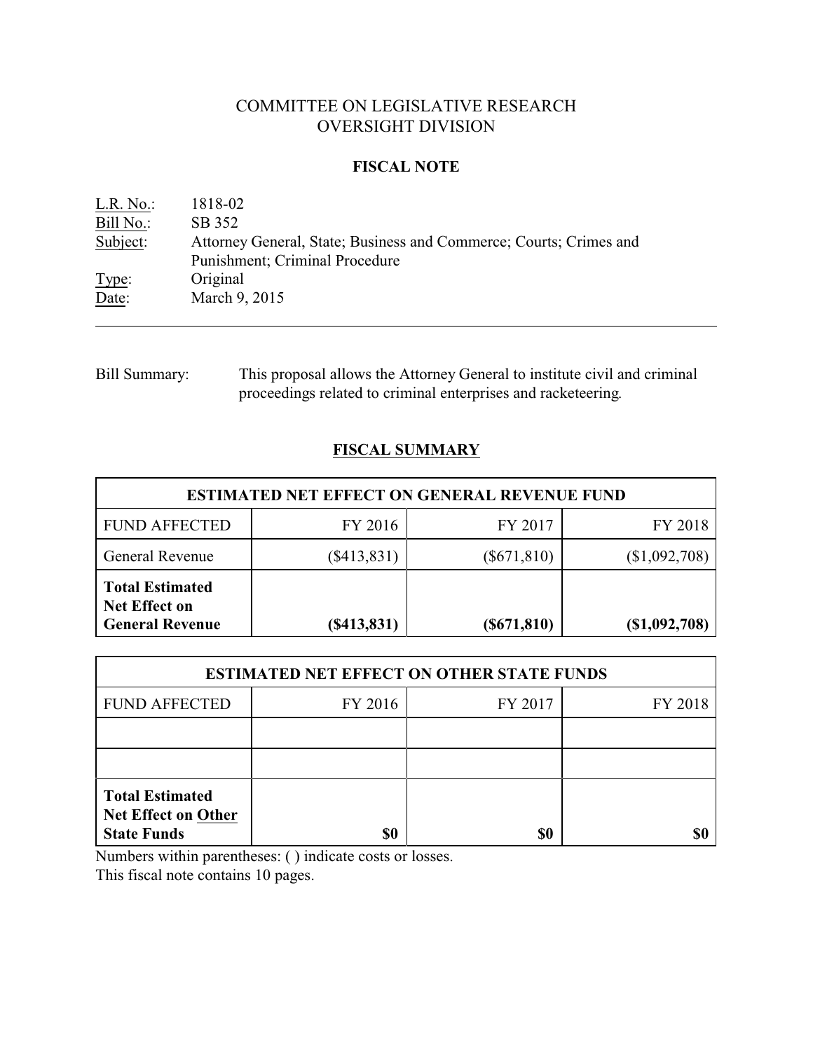# COMMITTEE ON LEGISLATIVE RESEARCH
# OVERSIGHT DIVISION

## FISCAL NOTE

L.R. No.: 1818-02
Bill No.: SB 352
Subject: Attorney General, State; Business and Commerce; Courts; Crimes and Punishment; Criminal Procedure
Type: Original
Date: March 9, 2015

---

Bill Summary: This proposal allows the Attorney General to institute civil and criminal proceedings related to criminal enterprises and racketeering.

## FISCAL SUMMARY

| ESTIMATED NET EFFECT ON GENERAL REVENUE FUND | | | |
|---|---|---|---|
| FUND AFFECTED | FY 2016 | FY 2017 | FY 2018 |
| General Revenue | ($413,831) | ($671,810) | ($1,092,708) |
| **Total Estimated Net Effect on General Revenue** | **($413,831)** | **($671,810)** | **($1,092,708)** |

| ESTIMATED NET EFFECT ON OTHER STATE FUNDS | | | |
|---|---|---|---|
| FUND AFFECTED | FY 2016 | FY 2017 | FY 2018 |
| | | | |
| | | | |
| **Total Estimated Net Effect on Other State Funds** | **$0** | **$0** | **$0** |

Numbers within parentheses: ( ) indicate costs or losses.
This fiscal note contains 10 pages.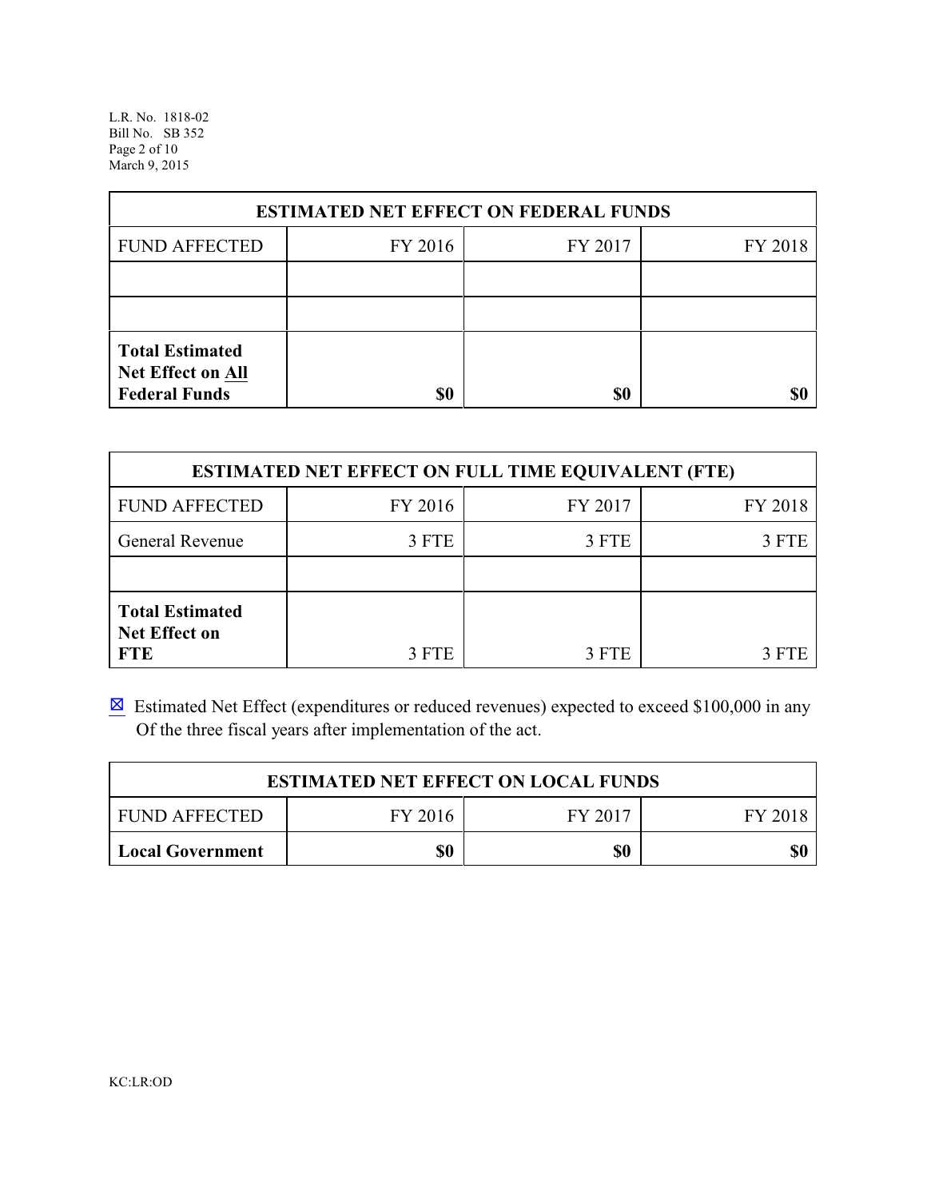| ESTIMATED NET EFFECT ON FEDERAL FUNDS | | | |
|---|---|---|---|
| FUND AFFECTED | FY 2016 | FY 2017 | FY 2018 |
| | | | |
| | | | |
| **Total Estimated Net Effect on All Federal Funds** | **$0** | **$0** | **$0** |

| ESTIMATED NET EFFECT ON FULL TIME EQUIVALENT (FTE) | | | |
|---|---|---|---|
| FUND AFFECTED | FY 2016 | FY 2017 | FY 2018 |
| General Revenue | 3 FTE | 3 FTE | 3 FTE |
| | | | |
| **Total Estimated Net Effect on FTE** | 3 FTE | 3 FTE | 3 FTE |

☒ Estimated Net Effect (expenditures or reduced revenues) expected to exceed $100,000 in any Of the three fiscal years after implementation of the act.

| ESTIMATED NET EFFECT ON LOCAL FUNDS | | | |
|---|---|---|---|
| FUND AFFECTED | FY 2016 | FY 2017 | FY 2018 |
| **Local Government** | **$0** | **$0** | **$0** |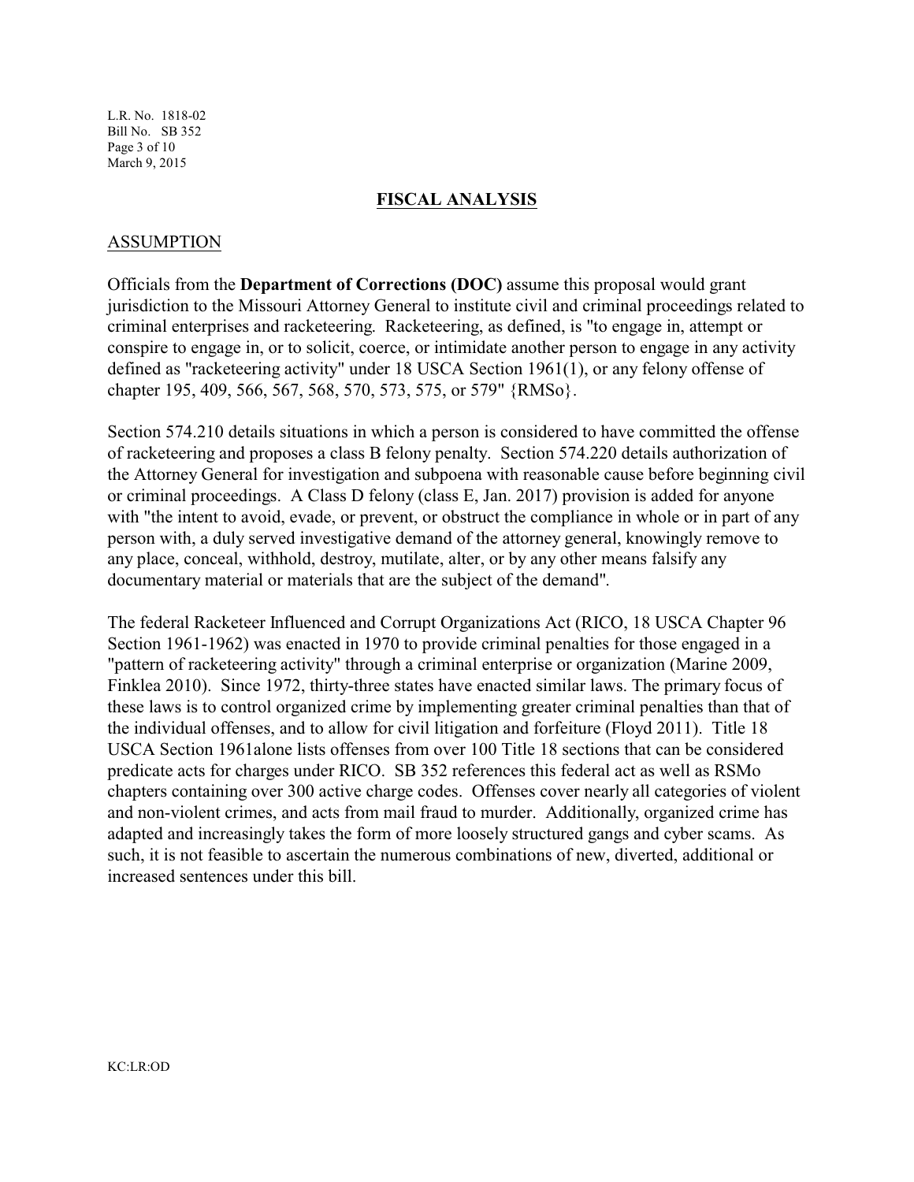## FISCAL ANALYSIS

### ASSUMPTION

Officials from the **Department of Corrections (DOC)** assume this proposal would grant jurisdiction to the Missouri Attorney General to institute civil and criminal proceedings related to criminal enterprises and racketeering. Racketeering, as defined, is "to engage in, attempt or conspire to engage in, or to solicit, coerce, or intimidate another person to engage in any activity defined as "racketeering activity" under 18 USCA Section 1961(1), or any felony offense of chapter 195, 409, 566, 567, 568, 570, 573, 575, or 579" {RMSo}.

Section 574.210 details situations in which a person is considered to have committed the offense of racketeering and proposes a class B felony penalty. Section 574.220 details authorization of the Attorney General for investigation and subpoena with reasonable cause before beginning civil or criminal proceedings. A Class D felony (class E, Jan. 2017) provision is added for anyone with "the intent to avoid, evade, or prevent, or obstruct the compliance in whole or in part of any person with, a duly served investigative demand of the attorney general, knowingly remove to any place, conceal, withhold, destroy, mutilate, alter, or by any other means falsify any documentary material or materials that are the subject of the demand".

The federal Racketeer Influenced and Corrupt Organizations Act (RICO, 18 USCA Chapter 96 Section 1961-1962) was enacted in 1970 to provide criminal penalties for those engaged in a "pattern of racketeering activity" through a criminal enterprise or organization (Marine 2009, Finklea 2010). Since 1972, thirty-three states have enacted similar laws. The primary focus of these laws is to control organized crime by implementing greater criminal penalties than that of the individual offenses, and to allow for civil litigation and forfeiture (Floyd 2011). Title 18 USCA Section 1961alone lists offenses from over 100 Title 18 sections that can be considered predicate acts for charges under RICO. SB 352 references this federal act as well as RSMo chapters containing over 300 active charge codes. Offenses cover nearly all categories of violent and non-violent crimes, and acts from mail fraud to murder. Additionally, organized crime has adapted and increasingly takes the form of more loosely structured gangs and cyber scams. As such, it is not feasible to ascertain the numerous combinations of new, diverted, additional or increased sentences under this bill.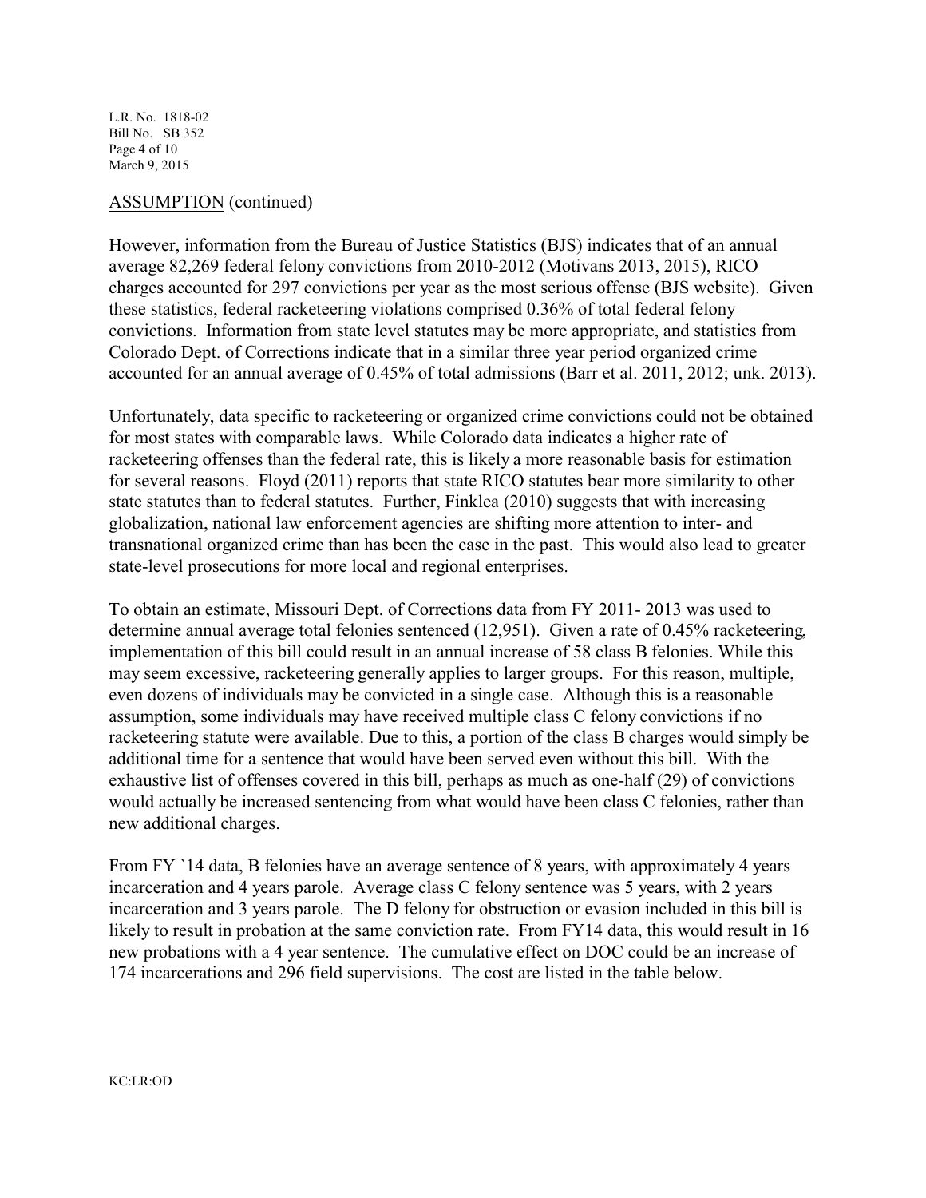ASSUMPTION (continued)

However, information from the Bureau of Justice Statistics (BJS) indicates that of an annual average 82,269 federal felony convictions from 2010-2012 (Motivans 2013, 2015), RICO charges accounted for 297 convictions per year as the most serious offense (BJS website). Given these statistics, federal racketeering violations comprised 0.36% of total federal felony convictions. Information from state level statutes may be more appropriate, and statistics from Colorado Dept. of Corrections indicate that in a similar three year period organized crime accounted for an annual average of 0.45% of total admissions (Barr et al. 2011, 2012; unk. 2013).

Unfortunately, data specific to racketeering or organized crime convictions could not be obtained for most states with comparable laws. While Colorado data indicates a higher rate of racketeering offenses than the federal rate, this is likely a more reasonable basis for estimation for several reasons. Floyd (2011) reports that state RICO statutes bear more similarity to other state statutes than to federal statutes. Further, Finklea (2010) suggests that with increasing globalization, national law enforcement agencies are shifting more attention to inter- and transnational organized crime than has been the case in the past. This would also lead to greater state-level prosecutions for more local and regional enterprises.

To obtain an estimate, Missouri Dept. of Corrections data from FY 2011- 2013 was used to determine annual average total felonies sentenced (12,951). Given a rate of 0.45% racketeering, implementation of this bill could result in an annual increase of 58 class B felonies. While this may seem excessive, racketeering generally applies to larger groups. For this reason, multiple, even dozens of individuals may be convicted in a single case. Although this is a reasonable assumption, some individuals may have received multiple class C felony convictions if no racketeering statute were available. Due to this, a portion of the class B charges would simply be additional time for a sentence that would have been served even without this bill. With the exhaustive list of offenses covered in this bill, perhaps as much as one-half (29) of convictions would actually be increased sentencing from what would have been class C felonies, rather than new additional charges.

From FY `14 data, B felonies have an average sentence of 8 years, with approximately 4 years incarceration and 4 years parole. Average class C felony sentence was 5 years, with 2 years incarceration and 3 years parole. The D felony for obstruction or evasion included in this bill is likely to result in probation at the same conviction rate. From FY14 data, this would result in 16 new probations with a 4 year sentence. The cumulative effect on DOC could be an increase of 174 incarcerations and 296 field supervisions. The cost are listed in the table below.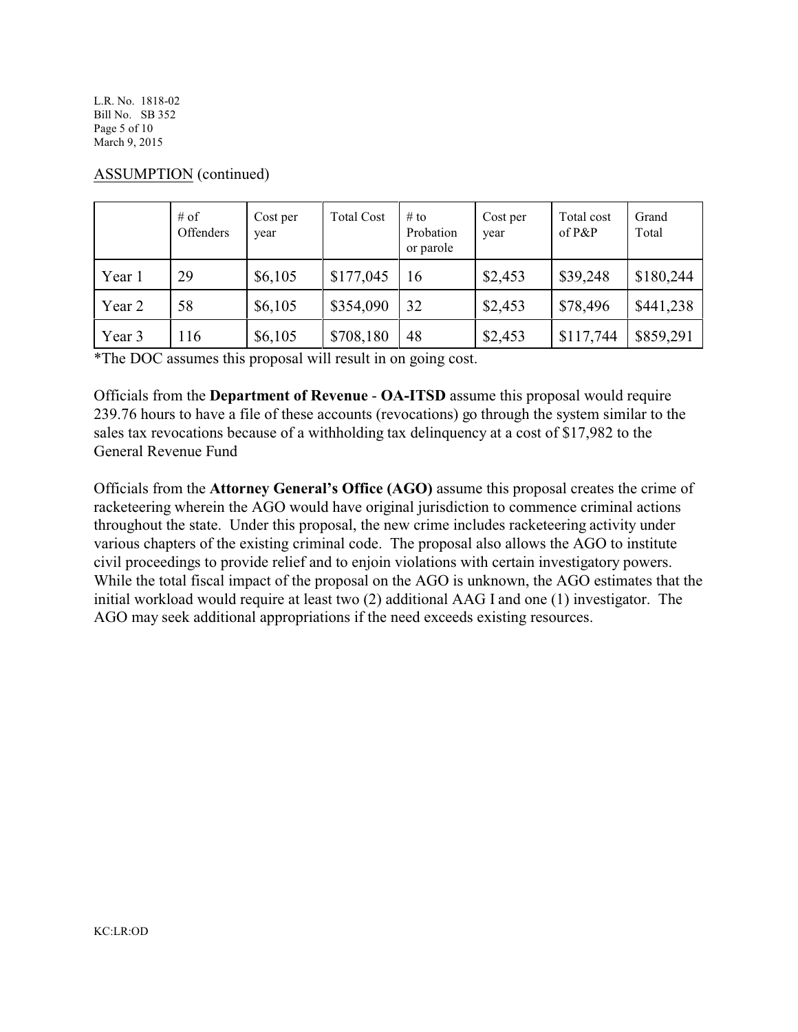ASSUMPTION (continued)

| | # of Offenders | Cost per year | Total Cost | # to Probation or parole | Cost per year | Total cost of P&P | Grand Total |
|---|---|---|---|---|---|---|---|
| Year 1 | 29 | $6,105 | $177,045 | 16 | $2,453 | $39,248 | $180,244 |
| Year 2 | 58 | $6,105 | $354,090 | 32 | $2,453 | $78,496 | $441,238 |
| Year 3 | 116 | $6,105 | $708,180 | 48 | $2,453 | $117,744 | $859,291 |

*The DOC assumes this proposal will result in on going cost.

Officials from the **Department of Revenue** - **OA-ITSD** assume this proposal would require 239.76 hours to have a file of these accounts (revocations) go through the system similar to the sales tax revocations because of a withholding tax delinquency at a cost of $17,982 to the General Revenue Fund

Officials from the **Attorney General's Office (AGO)** assume this proposal creates the crime of racketeering wherein the AGO would have original jurisdiction to commence criminal actions throughout the state. Under this proposal, the new crime includes racketeering activity under various chapters of the existing criminal code. The proposal also allows the AGO to institute civil proceedings to provide relief and to enjoin violations with certain investigatory powers. While the total fiscal impact of the proposal on the AGO is unknown, the AGO estimates that the initial workload would require at least two (2) additional AAG I and one (1) investigator. The AGO may seek additional appropriations if the need exceeds existing resources.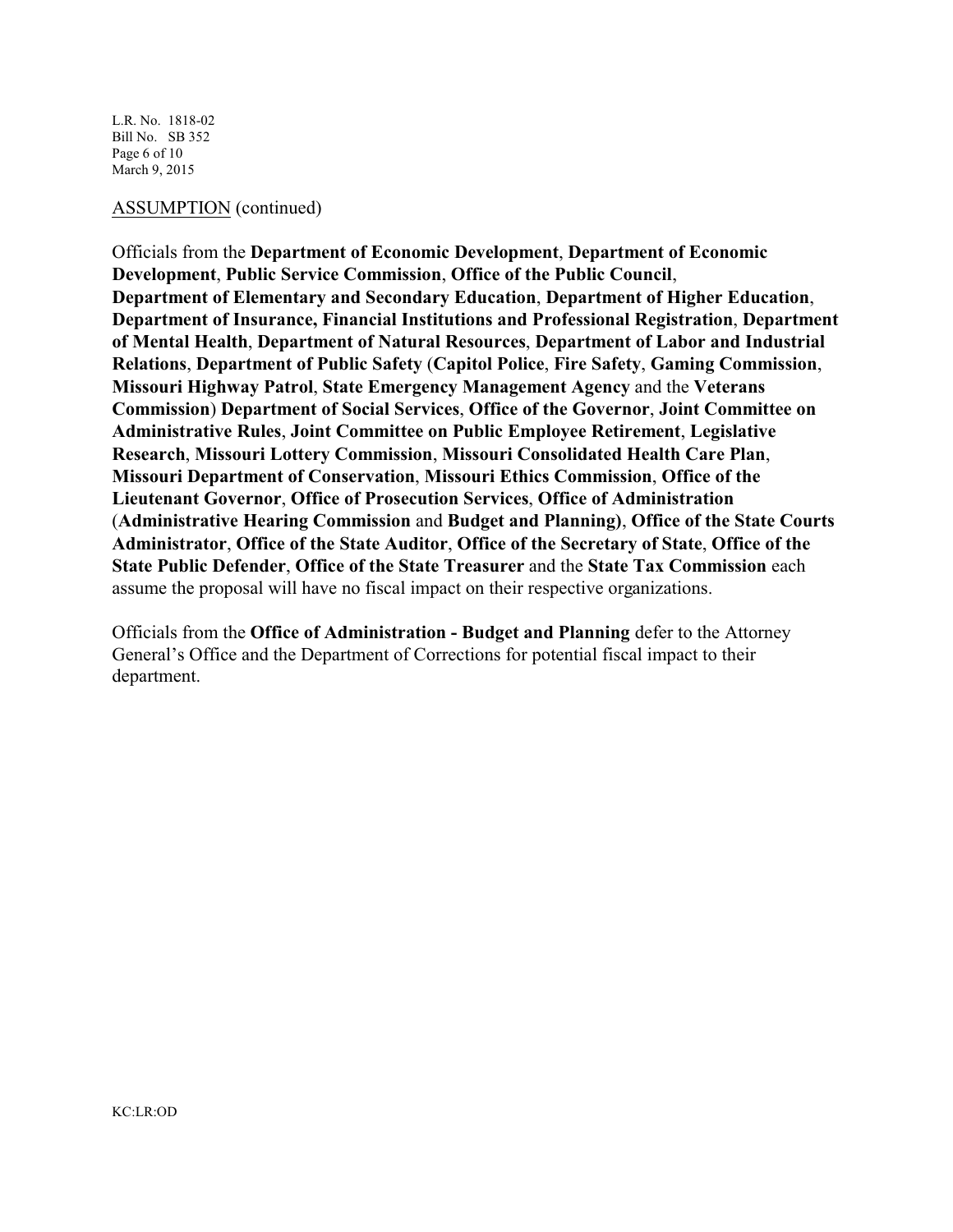ASSUMPTION (continued)

Officials from the **Department of Economic Development**, **Department of Economic Development**, **Public Service Commission**, **Office of the Public Council**, **Department of Elementary and Secondary Education**, **Department of Higher Education**, **Department of Insurance, Financial Institutions and Professional Registration**, **Department of Mental Health**, **Department of Natural Resources**, **Department of Labor and Industrial Relations**, **Department of Public Safety** (**Capitol Police**, **Fire Safety**, **Gaming Commission**, **Missouri Highway Patrol**, **State Emergency Management Agency** and the **Veterans Commission**) **Department of Social Services**, **Office of the Governor**, **Joint Committee on Administrative Rules**, **Joint Committee on Public Employee Retirement**, **Legislative Research**, **Missouri Lottery Commission**, **Missouri Consolidated Health Care Plan**, **Missouri Department of Conservation**, **Missouri Ethics Commission**, **Office of the Lieutenant Governor**, **Office of Prosecution Services**, **Office of Administration** (**Administrative Hearing Commission** and **Budget and Planning)**, **Office of the State Courts Administrator**, **Office of the State Auditor**, **Office of the Secretary of State**, **Office of the State Public Defender**, **Office of the State Treasurer** and the **State Tax Commission** each assume the proposal will have no fiscal impact on their respective organizations.

Officials from the **Office of Administration - Budget and Planning** defer to the Attorney General's Office and the Department of Corrections for potential fiscal impact to their department.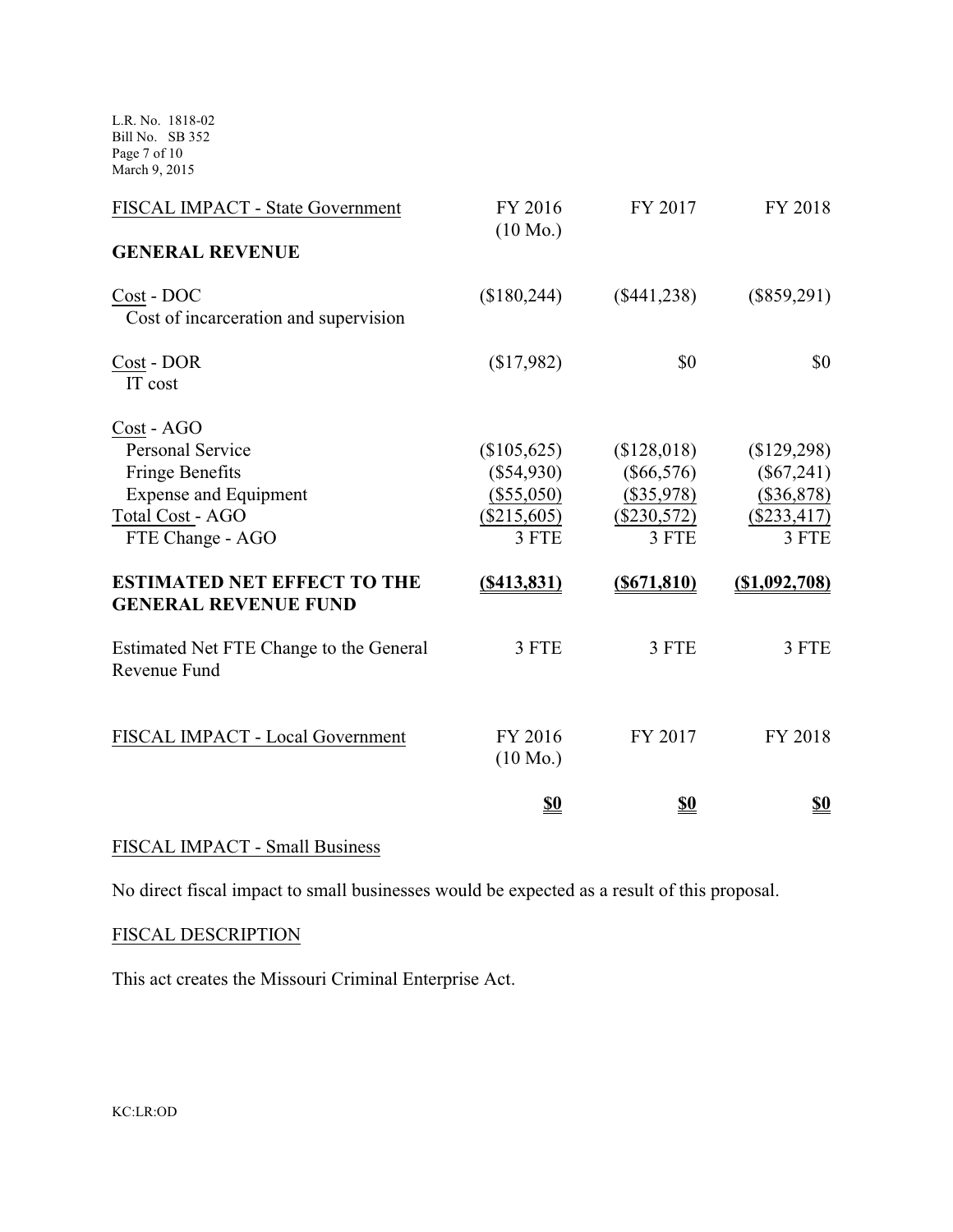| FISCAL IMPACT - State Government | FY 2016 (10 Mo.) | FY 2017 | FY 2018 |
|---|---|---|---|
| **GENERAL REVENUE** | | | |
| Cost - DOC | ($180,244) | ($441,238) | ($859,291) |
| Cost of incarceration and supervision | | | |
| Cost - DOR | ($17,982) | $0 | $0 |
| IT cost | | | |
| Cost - AGO | | | |
| Personal Service | ($105,625) | ($128,018) | ($129,298) |
| Fringe Benefits | ($54,930) | ($66,576) | ($67,241) |
| Expense and Equipment | ($55,050) | ($35,978) | ($36,878) |
| Total Cost - AGO | ($215,605) | ($230,572) | ($233,417) |
| FTE Change - AGO | 3 FTE | 3 FTE | 3 FTE |
| **ESTIMATED NET EFFECT TO THE GENERAL REVENUE FUND** | **($413,831)** | **($671,810)** | **($1,092,708)** |
| Estimated Net FTE Change to the General Revenue Fund | 3 FTE | 3 FTE | 3 FTE |

| FISCAL IMPACT - Local Government | FY 2016 (10 Mo.) | FY 2017 | FY 2018 |
|---|---|---|---|
| | **$0** | **$0** | **$0** |

FISCAL IMPACT - Small Business

No direct fiscal impact to small businesses would be expected as a result of this proposal.

FISCAL DESCRIPTION

This act creates the Missouri Criminal Enterprise Act.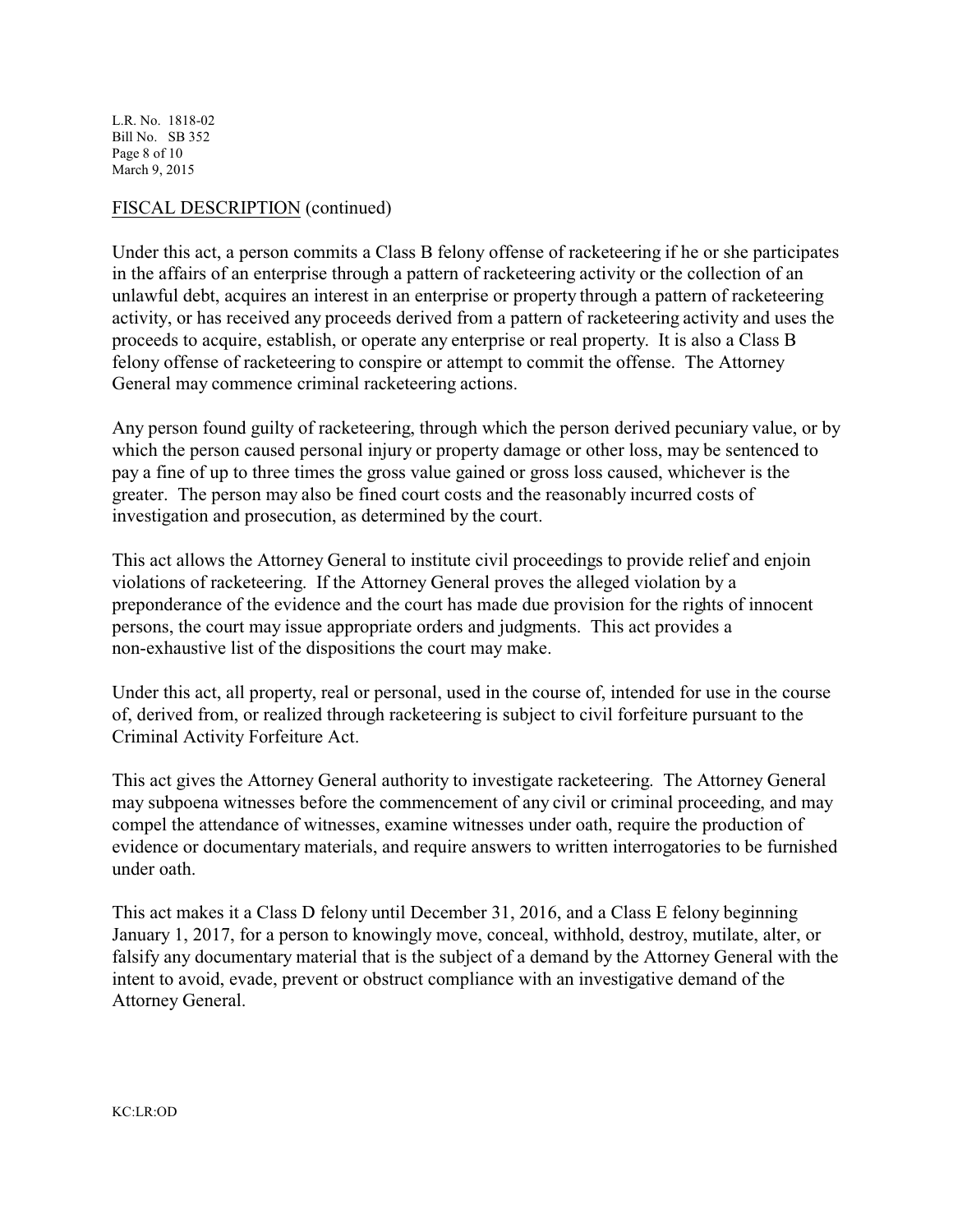FISCAL DESCRIPTION (continued)

Under this act, a person commits a Class B felony offense of racketeering if he or she participates in the affairs of an enterprise through a pattern of racketeering activity or the collection of an unlawful debt, acquires an interest in an enterprise or property through a pattern of racketeering activity, or has received any proceeds derived from a pattern of racketeering activity and uses the proceeds to acquire, establish, or operate any enterprise or real property. It is also a Class B felony offense of racketeering to conspire or attempt to commit the offense. The Attorney General may commence criminal racketeering actions.

Any person found guilty of racketeering, through which the person derived pecuniary value, or by which the person caused personal injury or property damage or other loss, may be sentenced to pay a fine of up to three times the gross value gained or gross loss caused, whichever is the greater. The person may also be fined court costs and the reasonably incurred costs of investigation and prosecution, as determined by the court.

This act allows the Attorney General to institute civil proceedings to provide relief and enjoin violations of racketeering. If the Attorney General proves the alleged violation by a preponderance of the evidence and the court has made due provision for the rights of innocent persons, the court may issue appropriate orders and judgments. This act provides a non-exhaustive list of the dispositions the court may make.

Under this act, all property, real or personal, used in the course of, intended for use in the course of, derived from, or realized through racketeering is subject to civil forfeiture pursuant to the Criminal Activity Forfeiture Act.

This act gives the Attorney General authority to investigate racketeering. The Attorney General may subpoena witnesses before the commencement of any civil or criminal proceeding, and may compel the attendance of witnesses, examine witnesses under oath, require the production of evidence or documentary materials, and require answers to written interrogatories to be furnished under oath.

This act makes it a Class D felony until December 31, 2016, and a Class E felony beginning January 1, 2017, for a person to knowingly move, conceal, withhold, destroy, mutilate, alter, or falsify any documentary material that is the subject of a demand by the Attorney General with the intent to avoid, evade, prevent or obstruct compliance with an investigative demand of the Attorney General.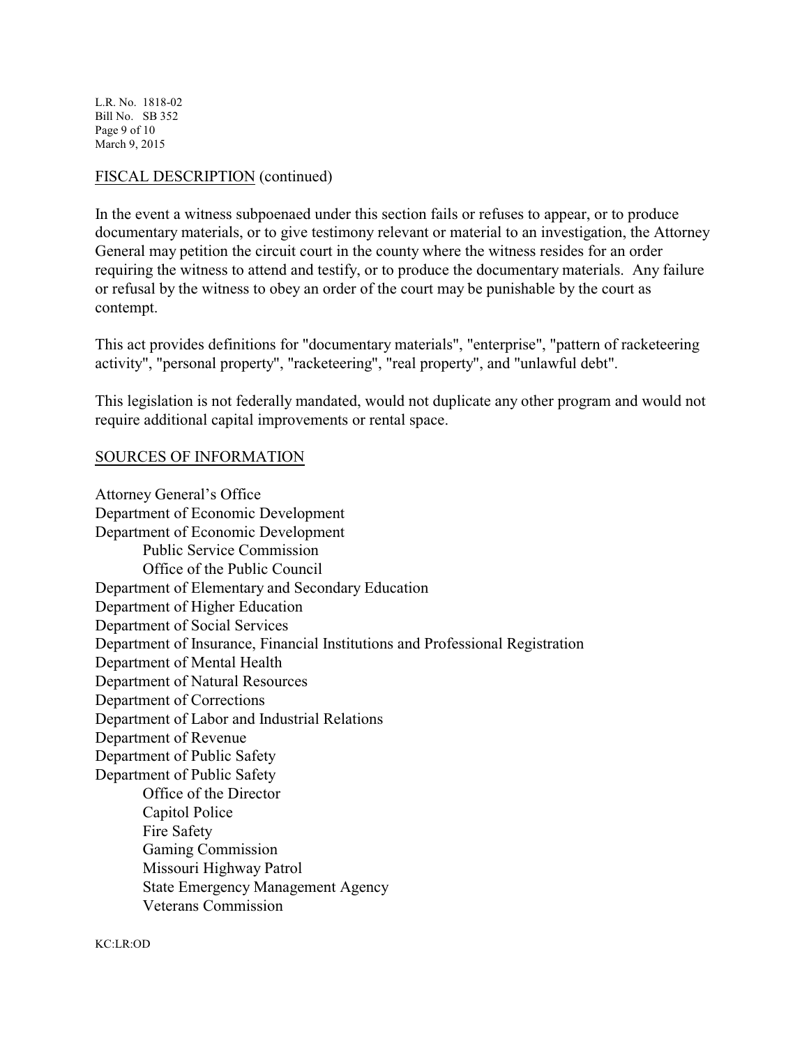FISCAL DESCRIPTION (continued)

In the event a witness subpoenaed under this section fails or refuses to appear, or to produce documentary materials, or to give testimony relevant or material to an investigation, the Attorney General may petition the circuit court in the county where the witness resides for an order requiring the witness to attend and testify, or to produce the documentary materials. Any failure or refusal by the witness to obey an order of the court may be punishable by the court as contempt.

This act provides definitions for "documentary materials", "enterprise", "pattern of racketeering activity", "personal property", "racketeering", "real property", and "unlawful debt".

This legislation is not federally mandated, would not duplicate any other program and would not require additional capital improvements or rental space.

SOURCES OF INFORMATION

Attorney General's Office
Department of Economic Development
Department of Economic Development
- Public Service Commission
- Office of the Public Council

Department of Elementary and Secondary Education
Department of Higher Education
Department of Social Services
Department of Insurance, Financial Institutions and Professional Registration
Department of Mental Health
Department of Natural Resources
Department of Corrections
Department of Labor and Industrial Relations
Department of Revenue
Department of Public Safety
Department of Public Safety
- Office of the Director
- Capitol Police
- Fire Safety
- Gaming Commission
- Missouri Highway Patrol
- State Emergency Management Agency
- Veterans Commission

KC:LR:OD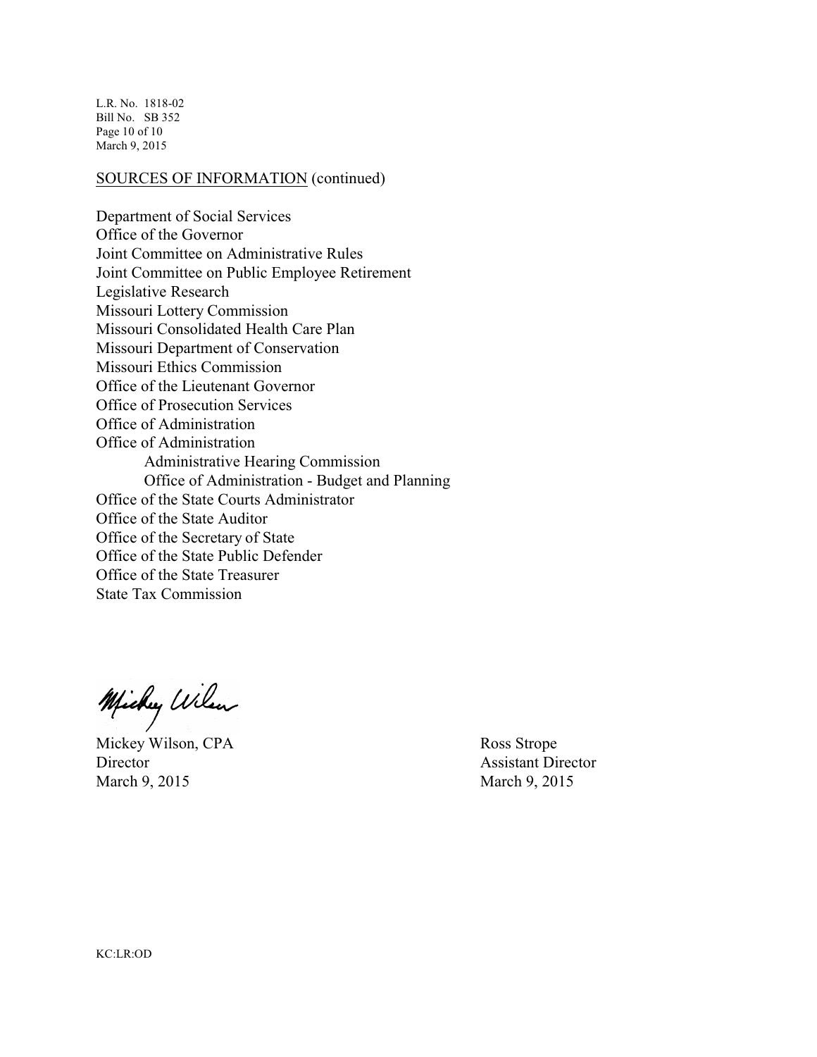SOURCES OF INFORMATION (continued)

Department of Social Services
Office of the Governor
Joint Committee on Administrative Rules
Joint Committee on Public Employee Retirement
Legislative Research
Missouri Lottery Commission
Missouri Consolidated Health Care Plan
Missouri Department of Conservation
Missouri Ethics Commission
Office of the Lieutenant Governor
Office of Prosecution Services
Office of Administration
Office of Administration
- Administrative Hearing Commission
- Office of Administration - Budget and Planning

Office of the State Courts Administrator
Office of the State Auditor
Office of the Secretary of State
Office of the State Public Defender
Office of the State Treasurer
State Tax Commission

| | |
|---|---|
| Mickey Wilson, CPA | Ross Strope |
| Director | Assistant Director |
| March 9, 2015 | March 9, 2015 |

KC:LR:OD